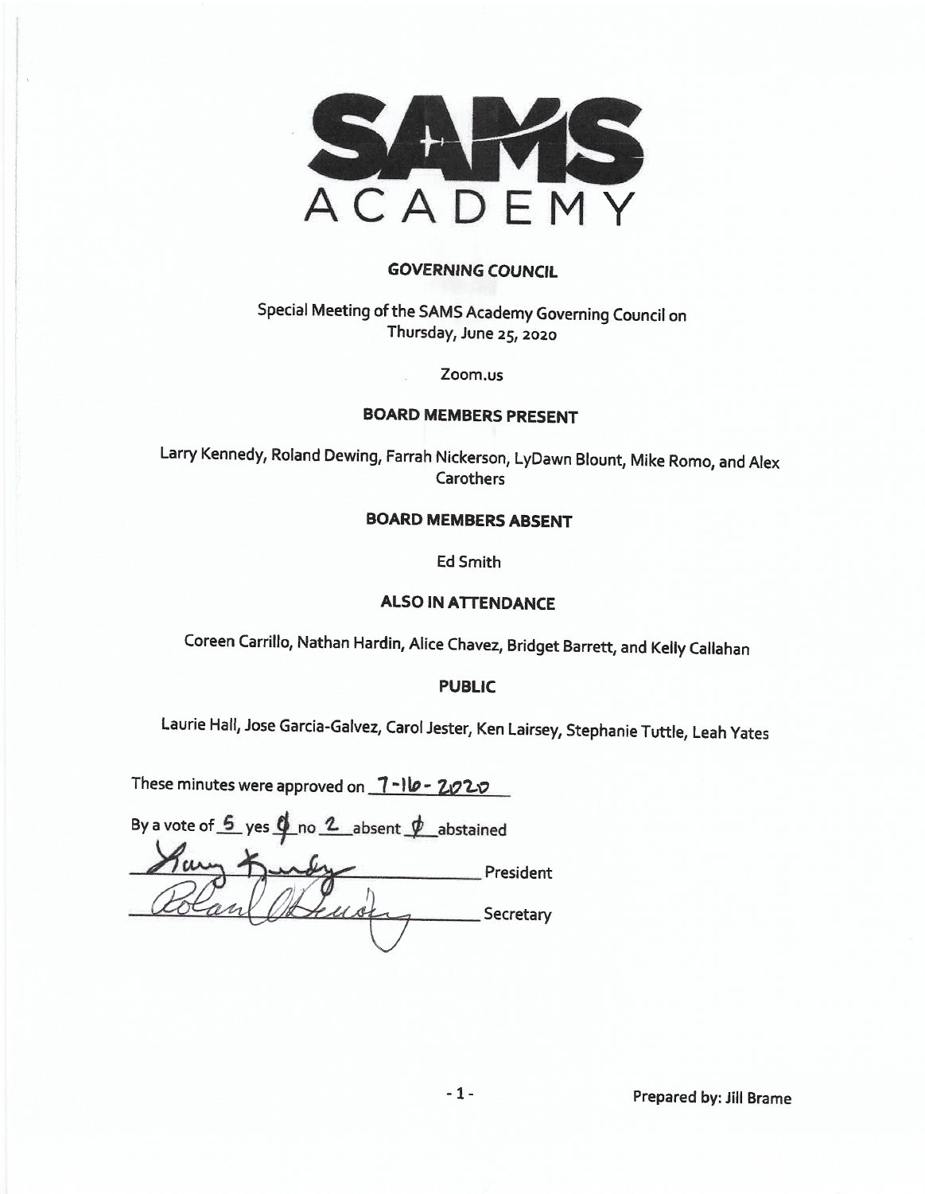# SAMS ACADEMY

## GOVERNING COUNCIL

Special Meeting of the SAMS Academy Governing Council on
Thursday, June 25, 2020

Zoom.us

### BOARD MEMBERS PRESENT

Larry Kennedy, Roland Dewing, Farrah Nickerson, LyDawn Blount, Mike Romo, and Alex Carothers

### BOARD MEMBERS ABSENT

Ed Smith

### ALSO IN ATTENDANCE

Coreen Carrillo, Nathan Hardin, Alice Chavez, Bridget Barrett, and Kelly Callahan

### PUBLIC

Laurie Hall, Jose Garcia-Galvez, Carol Jester, Ken Lairsey, Stephanie Tuttle, Leah Yates

These minutes were approved on 7-16-2020

By a vote of 5 yes 0 no 2 absent 0 abstained

_________________________ President

_________________________ Secretary

Prepared by: Jill Brame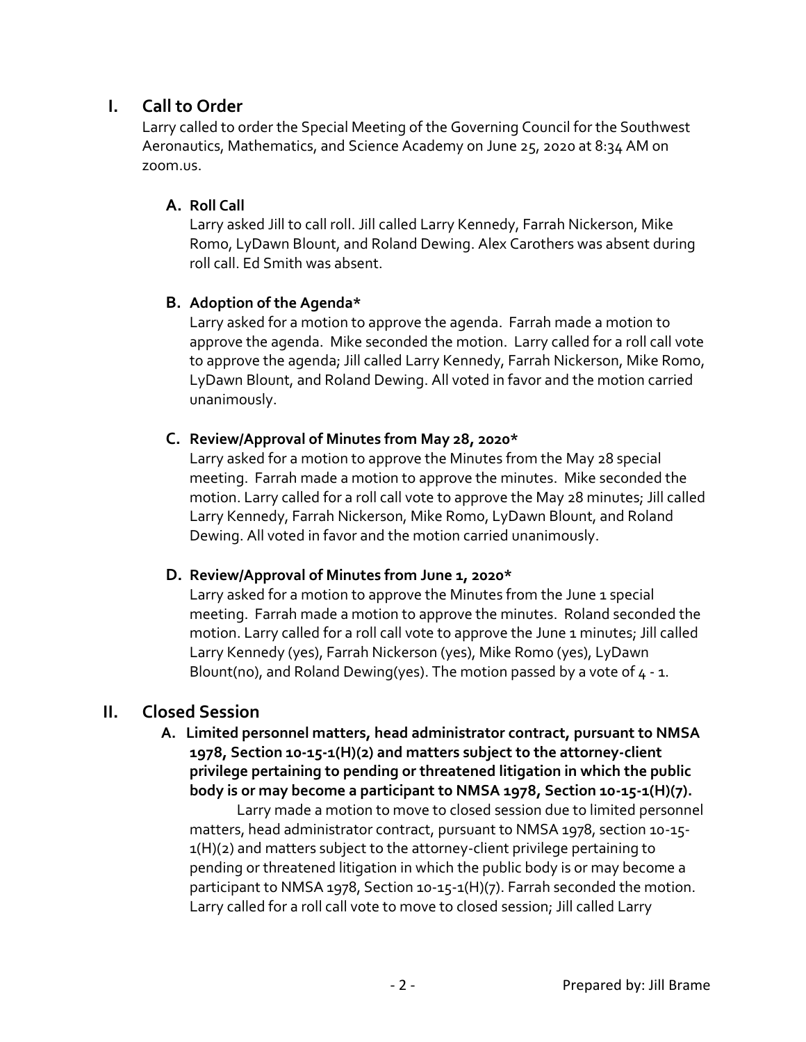## I. Call to Order

Larry called to order the Special Meeting of the Governing Council for the Southwest Aeronautics, Mathematics, and Science Academy on June 25, 2020 at 8:34 AM on zoom.us.

### A. Roll Call

Larry asked Jill to call roll. Jill called Larry Kennedy, Farrah Nickerson, Mike Romo, LyDawn Blount, and Roland Dewing. Alex Carothers was absent during roll call. Ed Smith was absent.

### B. Adoption of the Agenda*

Larry asked for a motion to approve the agenda. Farrah made a motion to approve the agenda. Mike seconded the motion. Larry called for a roll call vote to approve the agenda; Jill called Larry Kennedy, Farrah Nickerson, Mike Romo, LyDawn Blount, and Roland Dewing. All voted in favor and the motion carried unanimously.

### C. Review/Approval of Minutes from May 28, 2020*

Larry asked for a motion to approve the Minutes from the May 28 special meeting. Farrah made a motion to approve the minutes. Mike seconded the motion. Larry called for a roll call vote to approve the May 28 minutes; Jill called Larry Kennedy, Farrah Nickerson, Mike Romo, LyDawn Blount, and Roland Dewing. All voted in favor and the motion carried unanimously.

### D. Review/Approval of Minutes from June 1, 2020*

Larry asked for a motion to approve the Minutes from the June 1 special meeting. Farrah made a motion to approve the minutes. Roland seconded the motion. Larry called for a roll call vote to approve the June 1 minutes; Jill called Larry Kennedy (yes), Farrah Nickerson (yes), Mike Romo (yes), LyDawn Blount(no), and Roland Dewing(yes). The motion passed by a vote of 4 - 1.

## II. Closed Session

### A. Limited personnel matters, head administrator contract, pursuant to NMSA 1978, Section 10-15-1(H)(2) and matters subject to the attorney-client privilege pertaining to pending or threatened litigation in which the public body is or may become a participant to NMSA 1978, Section 10-15-1(H)(7).

Larry made a motion to move to closed session due to limited personnel matters, head administrator contract, pursuant to NMSA 1978, section 10-15-1(H)(2) and matters subject to the attorney-client privilege pertaining to pending or threatened litigation in which the public body is or may become a participant to NMSA 1978, Section 10-15-1(H)(7). Farrah seconded the motion. Larry called for a roll call vote to move to closed session; Jill called Larry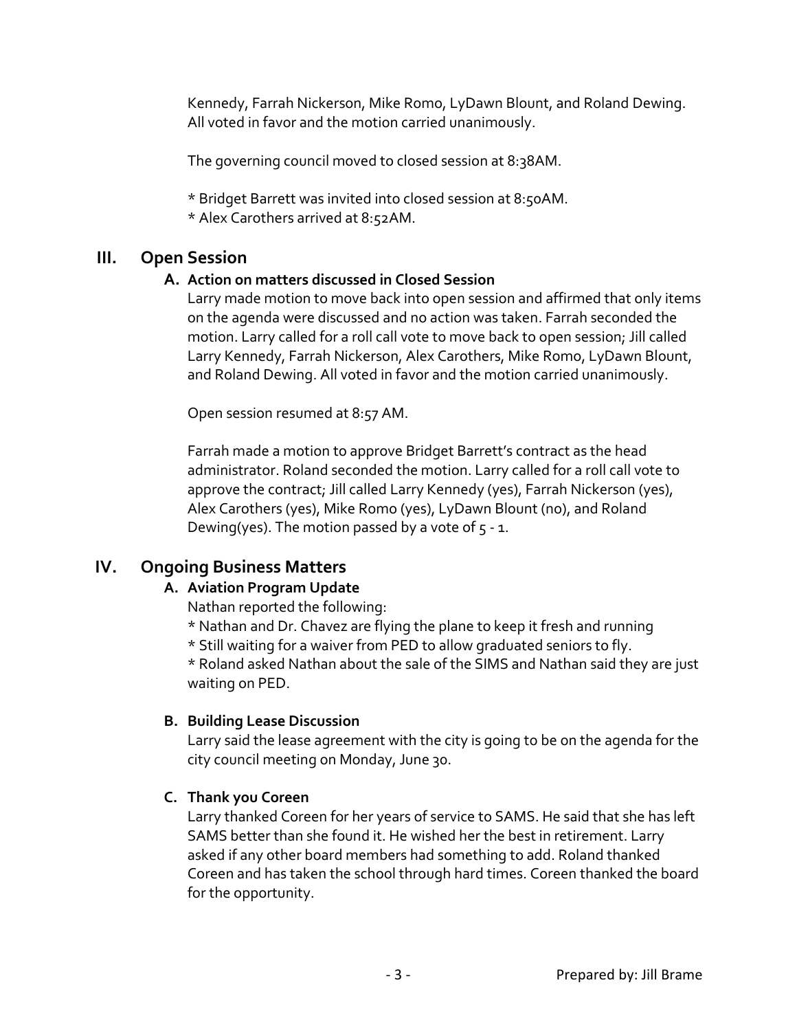Kennedy, Farrah Nickerson, Mike Romo, LyDawn Blount, and Roland Dewing. All voted in favor and the motion carried unanimously.

The governing council moved to closed session at 8:38AM.

* Bridget Barrett was invited into closed session at 8:50AM.
* Alex Carothers arrived at 8:52AM.

## III. Open Session

### A. Action on matters discussed in Closed Session

Larry made motion to move back into open session and affirmed that only items on the agenda were discussed and no action was taken. Farrah seconded the motion. Larry called for a roll call vote to move back to open session; Jill called Larry Kennedy, Farrah Nickerson, Alex Carothers, Mike Romo, LyDawn Blount, and Roland Dewing. All voted in favor and the motion carried unanimously.

Open session resumed at 8:57 AM.

Farrah made a motion to approve Bridget Barrett's contract as the head administrator. Roland seconded the motion. Larry called for a roll call vote to approve the contract; Jill called Larry Kennedy (yes), Farrah Nickerson (yes), Alex Carothers (yes), Mike Romo (yes), LyDawn Blount (no), and Roland Dewing(yes). The motion passed by a vote of 5 - 1.

## IV. Ongoing Business Matters

### A. Aviation Program Update

Nathan reported the following:

* Nathan and Dr. Chavez are flying the plane to keep it fresh and running
* Still waiting for a waiver from PED to allow graduated seniors to fly.
* Roland asked Nathan about the sale of the SIMS and Nathan said they are just waiting on PED.

### B. Building Lease Discussion

Larry said the lease agreement with the city is going to be on the agenda for the city council meeting on Monday, June 30.

### C. Thank you Coreen

Larry thanked Coreen for her years of service to SAMS. He said that she has left SAMS better than she found it. He wished her the best in retirement. Larry asked if any other board members had something to add. Roland thanked Coreen and has taken the school through hard times. Coreen thanked the board for the opportunity.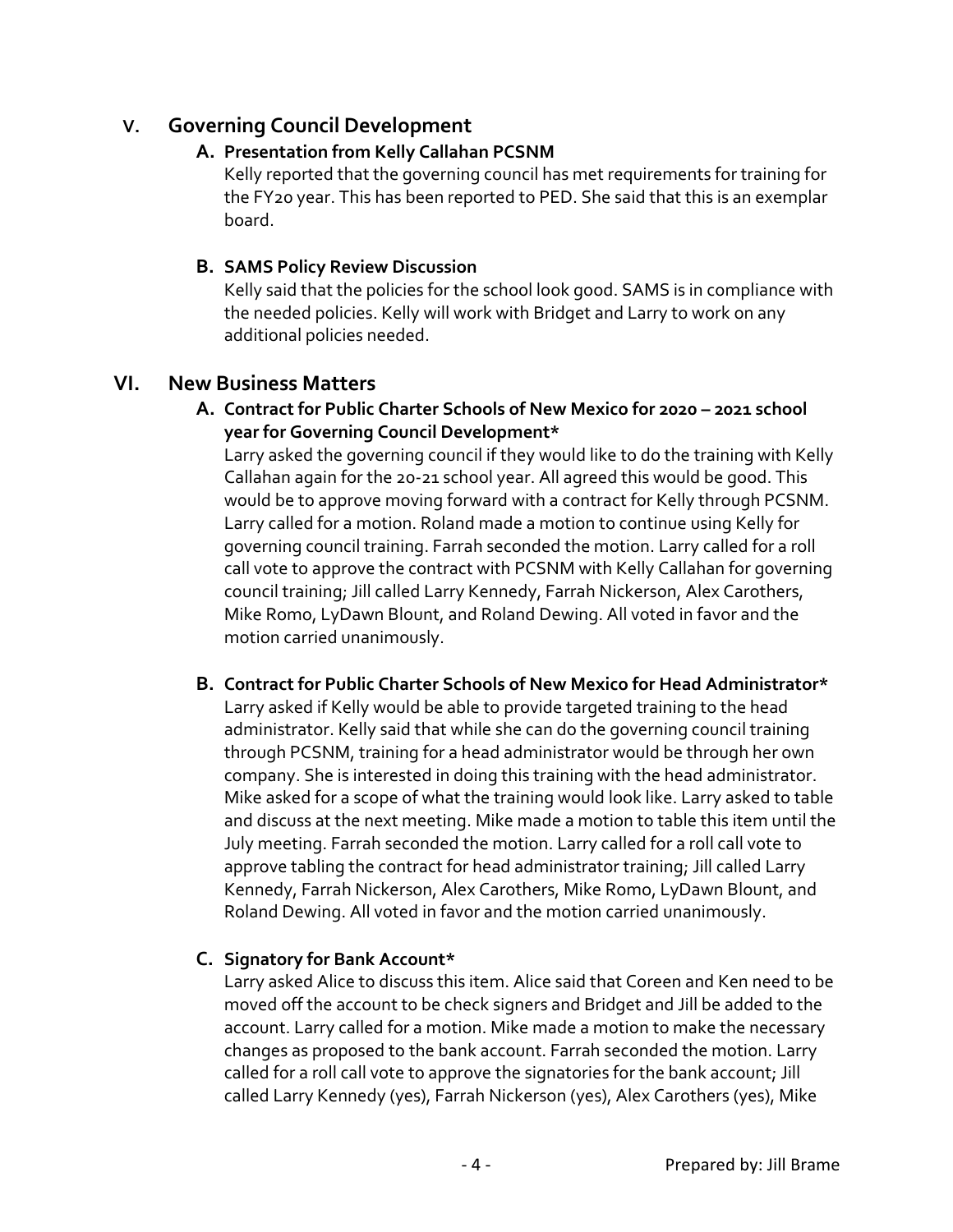## V. Governing Council Development

### A. Presentation from Kelly Callahan PCSNM

Kelly reported that the governing council has met requirements for training for the FY20 year. This has been reported to PED. She said that this is an exemplar board.

### B. SAMS Policy Review Discussion

Kelly said that the policies for the school look good. SAMS is in compliance with the needed policies. Kelly will work with Bridget and Larry to work on any additional policies needed.

## VI. New Business Matters

### A. Contract for Public Charter Schools of New Mexico for 2020 – 2021 school year for Governing Council Development*

Larry asked the governing council if they would like to do the training with Kelly Callahan again for the 20-21 school year. All agreed this would be good. This would be to approve moving forward with a contract for Kelly through PCSNM. Larry called for a motion. Roland made a motion to continue using Kelly for governing council training. Farrah seconded the motion. Larry called for a roll call vote to approve the contract with PCSNM with Kelly Callahan for governing council training; Jill called Larry Kennedy, Farrah Nickerson, Alex Carothers, Mike Romo, LyDawn Blount, and Roland Dewing. All voted in favor and the motion carried unanimously.

### B. Contract for Public Charter Schools of New Mexico for Head Administrator*

Larry asked if Kelly would be able to provide targeted training to the head administrator. Kelly said that while she can do the governing council training through PCSNM, training for a head administrator would be through her own company. She is interested in doing this training with the head administrator. Mike asked for a scope of what the training would look like. Larry asked to table and discuss at the next meeting. Mike made a motion to table this item until the July meeting. Farrah seconded the motion. Larry called for a roll call vote to approve tabling the contract for head administrator training; Jill called Larry Kennedy, Farrah Nickerson, Alex Carothers, Mike Romo, LyDawn Blount, and Roland Dewing. All voted in favor and the motion carried unanimously.

### C. Signatory for Bank Account*

Larry asked Alice to discuss this item. Alice said that Coreen and Ken need to be moved off the account to be check signers and Bridget and Jill be added to the account. Larry called for a motion. Mike made a motion to make the necessary changes as proposed to the bank account. Farrah seconded the motion. Larry called for a roll call vote to approve the signatories for the bank account; Jill called Larry Kennedy (yes), Farrah Nickerson (yes), Alex Carothers (yes), Mike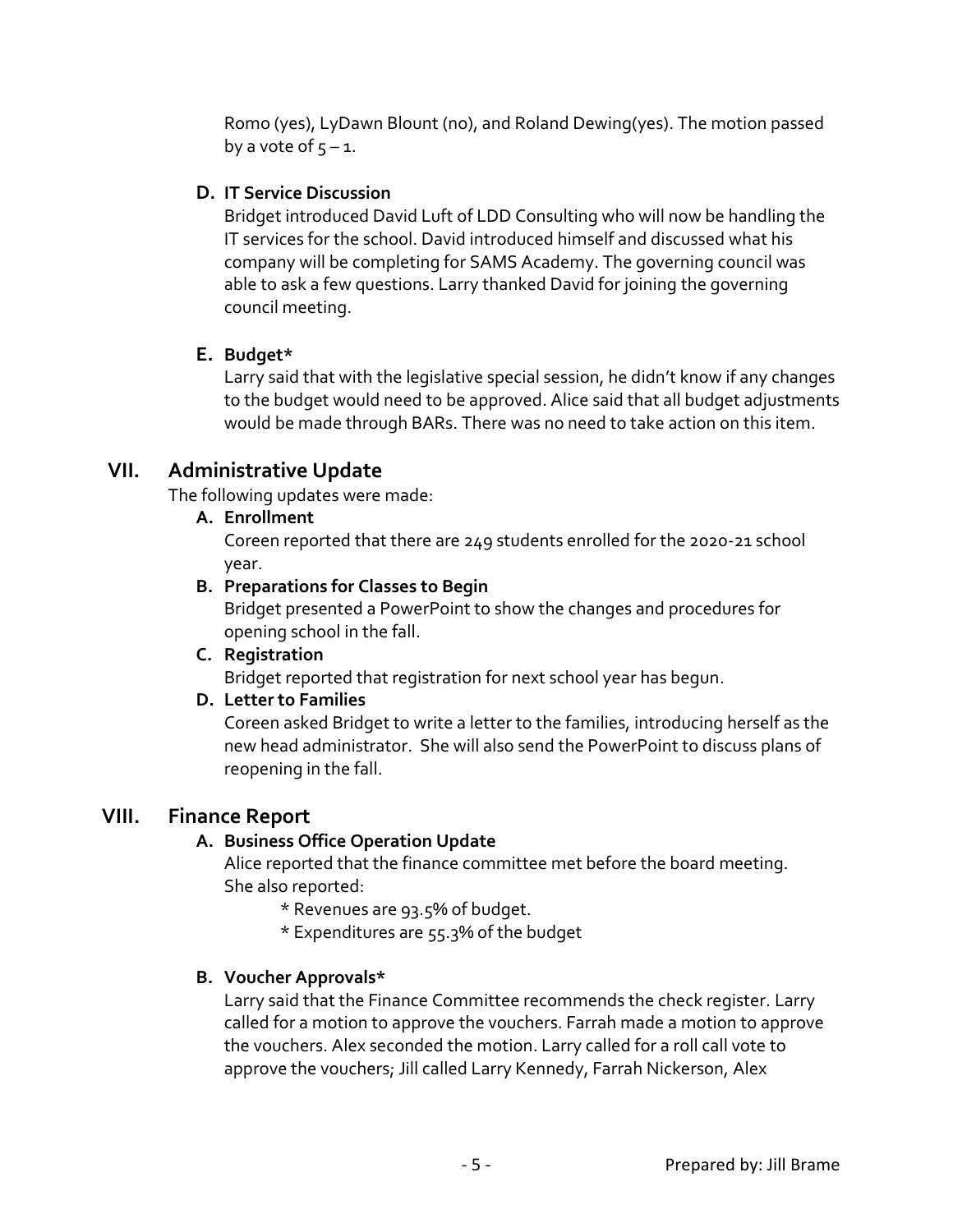Romo (yes), LyDawn Blount (no), and Roland Dewing(yes). The motion passed by a vote of 5 – 1.

**D. IT Service Discussion**

Bridget introduced David Luft of LDD Consulting who will now be handling the IT services for the school. David introduced himself and discussed what his company will be completing for SAMS Academy. The governing council was able to ask a few questions. Larry thanked David for joining the governing council meeting.

**E. Budget***

Larry said that with the legislative special session, he didn't know if any changes to the budget would need to be approved. Alice said that all budget adjustments would be made through BARs. There was no need to take action on this item.

## VII. Administrative Update

The following updates were made:

**A. Enrollment**

Coreen reported that there are 249 students enrolled for the 2020-21 school year.

**B. Preparations for Classes to Begin**

Bridget presented a PowerPoint to show the changes and procedures for opening school in the fall.

**C. Registration**

Bridget reported that registration for next school year has begun.

**D. Letter to Families**

Coreen asked Bridget to write a letter to the families, introducing herself as the new head administrator. She will also send the PowerPoint to discuss plans of reopening in the fall.

## VIII. Finance Report

**A. Business Office Operation Update**

Alice reported that the finance committee met before the board meeting. She also reported:

* Revenues are 93.5% of budget.
* Expenditures are 55.3% of the budget

**B. Voucher Approvals***

Larry said that the Finance Committee recommends the check register. Larry called for a motion to approve the vouchers. Farrah made a motion to approve the vouchers. Alex seconded the motion. Larry called for a roll call vote to approve the vouchers; Jill called Larry Kennedy, Farrah Nickerson, Alex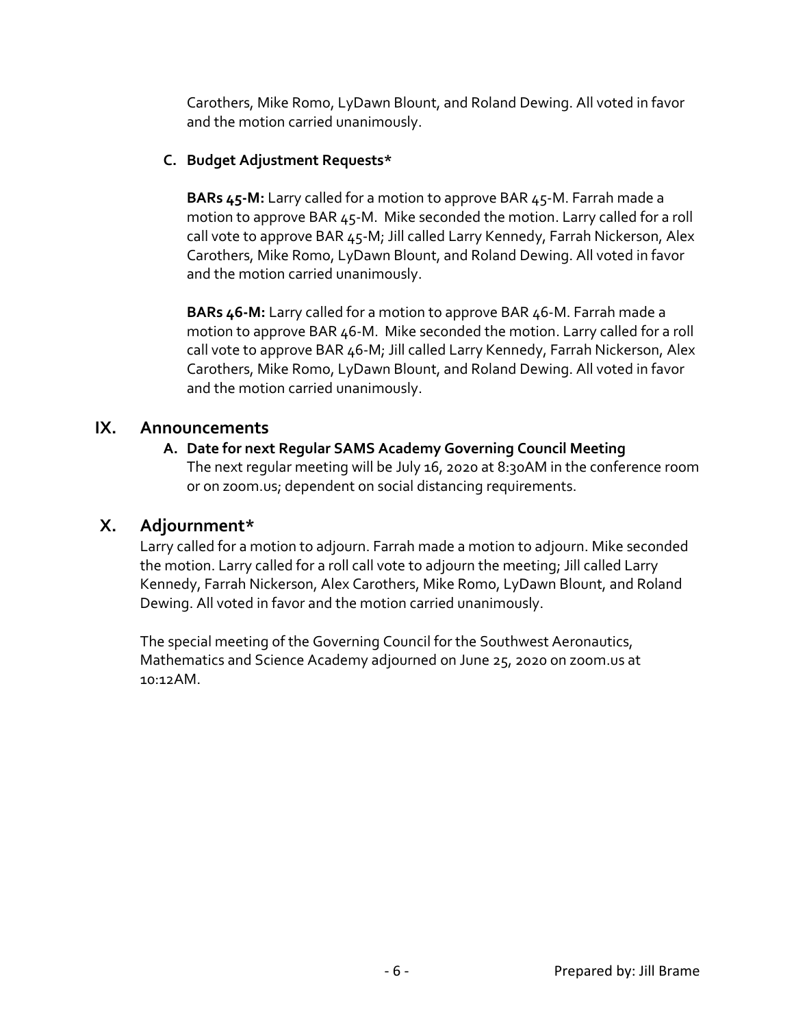Carothers, Mike Romo, LyDawn Blount, and Roland Dewing. All voted in favor and the motion carried unanimously.

### C. Budget Adjustment Requests*

**BARs 45-M:** Larry called for a motion to approve BAR 45-M. Farrah made a motion to approve BAR 45-M. Mike seconded the motion. Larry called for a roll call vote to approve BAR 45-M; Jill called Larry Kennedy, Farrah Nickerson, Alex Carothers, Mike Romo, LyDawn Blount, and Roland Dewing. All voted in favor and the motion carried unanimously.

**BARs 46-M:** Larry called for a motion to approve BAR 46-M. Farrah made a motion to approve BAR 46-M. Mike seconded the motion. Larry called for a roll call vote to approve BAR 46-M; Jill called Larry Kennedy, Farrah Nickerson, Alex Carothers, Mike Romo, LyDawn Blount, and Roland Dewing. All voted in favor and the motion carried unanimously.

## IX. Announcements

### A. Date for next Regular SAMS Academy Governing Council Meeting

The next regular meeting will be July 16, 2020 at 8:30AM in the conference room or on zoom.us; dependent on social distancing requirements.

## X. Adjournment*

Larry called for a motion to adjourn. Farrah made a motion to adjourn. Mike seconded the motion. Larry called for a roll call vote to adjourn the meeting; Jill called Larry Kennedy, Farrah Nickerson, Alex Carothers, Mike Romo, LyDawn Blount, and Roland Dewing. All voted in favor and the motion carried unanimously.

The special meeting of the Governing Council for the Southwest Aeronautics, Mathematics and Science Academy adjourned on June 25, 2020 on zoom.us at 10:12AM.

Prepared by: Jill Brame